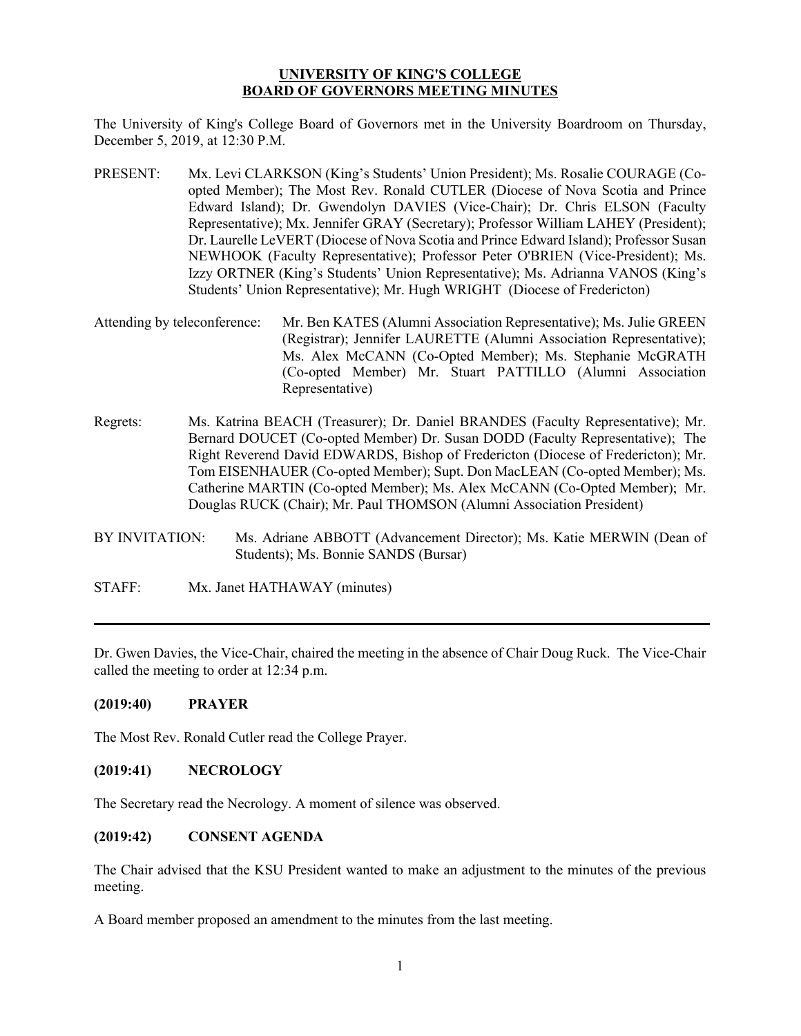**UNIVERSITY OF KING'S COLLEGE**
**BOARD OF GOVERNORS MEETING MINUTES**

The University of King's College Board of Governors met in the University Boardroom on Thursday, December 5, 2019, at 12:30 P.M.

PRESENT: Mx. Levi CLARKSON (King's Students' Union President); Ms. Rosalie COURAGE (Co-opted Member); The Most Rev. Ronald CUTLER (Diocese of Nova Scotia and Prince Edward Island); Dr. Gwendolyn DAVIES (Vice-Chair); Dr. Chris ELSON (Faculty Representative); Mx. Jennifer GRAY (Secretary); Professor William LAHEY (President); Dr. Laurelle LeVERT (Diocese of Nova Scotia and Prince Edward Island); Professor Susan NEWHOOK (Faculty Representative); Professor Peter O'BRIEN (Vice-President); Ms. Izzy ORTNER (King's Students' Union Representative); Ms. Adrianna VANOS (King's Students' Union Representative); Mr. Hugh WRIGHT (Diocese of Fredericton)

Attending by teleconference: Mr. Ben KATES (Alumni Association Representative); Ms. Julie GREEN (Registrar); Jennifer LAURETTE (Alumni Association Representative); Ms. Alex McCANN (Co-Opted Member); Ms. Stephanie McGRATH (Co-opted Member) Mr. Stuart PATTILLO (Alumni Association Representative)

Regrets: Ms. Katrina BEACH (Treasurer); Dr. Daniel BRANDES (Faculty Representative); Mr. Bernard DOUCET (Co-opted Member) Dr. Susan DODD (Faculty Representative); The Right Reverend David EDWARDS, Bishop of Fredericton (Diocese of Fredericton); Mr. Tom EISENHAUER (Co-opted Member); Supt. Don MacLEAN (Co-opted Member); Ms. Catherine MARTIN (Co-opted Member); Ms. Alex McCANN (Co-Opted Member); Mr. Douglas RUCK (Chair); Mr. Paul THOMSON (Alumni Association President)

BY INVITATION: Ms. Adriane ABBOTT (Advancement Director); Ms. Katie MERWIN (Dean of Students); Ms. Bonnie SANDS (Bursar)

STAFF: Mx. Janet HATHAWAY (minutes)

---

Dr. Gwen Davies, the Vice-Chair, chaired the meeting in the absence of Chair Doug Ruck. The Vice-Chair called the meeting to order at 12:34 p.m.

### (2019:40) PRAYER

The Most Rev. Ronald Cutler read the College Prayer.

### (2019:41) NECROLOGY

The Secretary read the Necrology. A moment of silence was observed.

### (2019:42) CONSENT AGENDA

The Chair advised that the KSU President wanted to make an adjustment to the minutes of the previous meeting.

A Board member proposed an amendment to the minutes from the last meeting.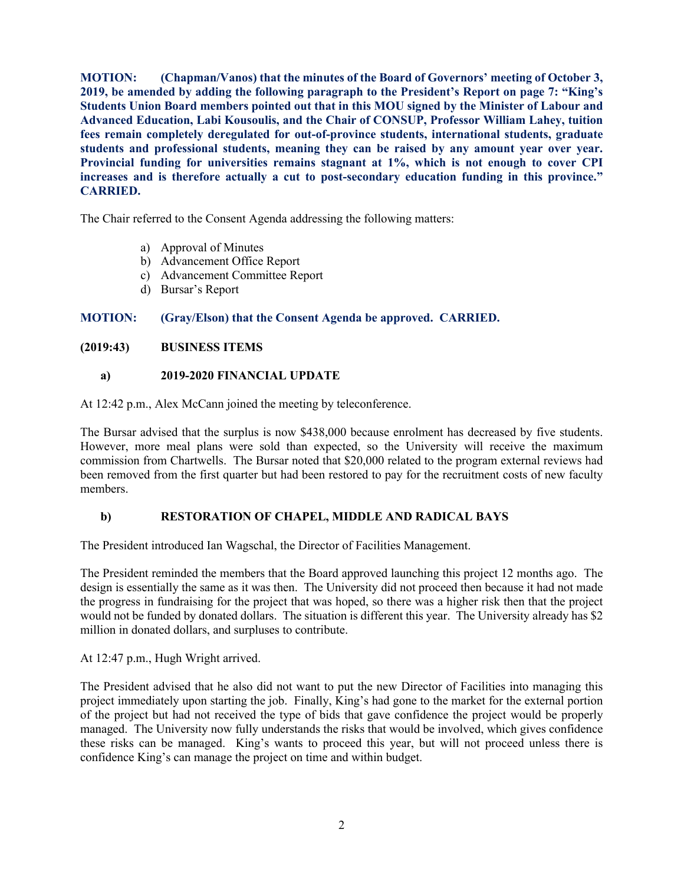**MOTION: (Chapman/Vanos) that the minutes of the Board of Governors' meeting of October 3, 2019, be amended by adding the following paragraph to the President's Report on page 7: "King's Students Union Board members pointed out that in this MOU signed by the Minister of Labour and Advanced Education, Labi Kousoulis, and the Chair of CONSUP, Professor William Lahey, tuition fees remain completely deregulated for out-of-province students, international students, graduate students and professional students, meaning they can be raised by any amount year over year. Provincial funding for universities remains stagnant at 1%, which is not enough to cover CPI increases and is therefore actually a cut to post-secondary education funding in this province." CARRIED.**

The Chair referred to the Consent Agenda addressing the following matters:

a) Approval of Minutes
b) Advancement Office Report
c) Advancement Committee Report
d) Bursar's Report

**MOTION: (Gray/Elson) that the Consent Agenda be approved. CARRIED.**

## (2019:43) BUSINESS ITEMS

### a) 2019-2020 FINANCIAL UPDATE

At 12:42 p.m., Alex McCann joined the meeting by teleconference.

The Bursar advised that the surplus is now $438,000 because enrolment has decreased by five students. However, more meal plans were sold than expected, so the University will receive the maximum commission from Chartwells. The Bursar noted that $20,000 related to the program external reviews had been removed from the first quarter but had been restored to pay for the recruitment costs of new faculty members.

### b) RESTORATION OF CHAPEL, MIDDLE AND RADICAL BAYS

The President introduced Ian Wagschal, the Director of Facilities Management.

The President reminded the members that the Board approved launching this project 12 months ago. The design is essentially the same as it was then. The University did not proceed then because it had not made the progress in fundraising for the project that was hoped, so there was a higher risk then that the project would not be funded by donated dollars. The situation is different this year. The University already has $2 million in donated dollars, and surpluses to contribute.

At 12:47 p.m., Hugh Wright arrived.

The President advised that he also did not want to put the new Director of Facilities into managing this project immediately upon starting the job. Finally, King's had gone to the market for the external portion of the project but had not received the type of bids that gave confidence the project would be properly managed. The University now fully understands the risks that would be involved, which gives confidence these risks can be managed. King's wants to proceed this year, but will not proceed unless there is confidence King's can manage the project on time and within budget.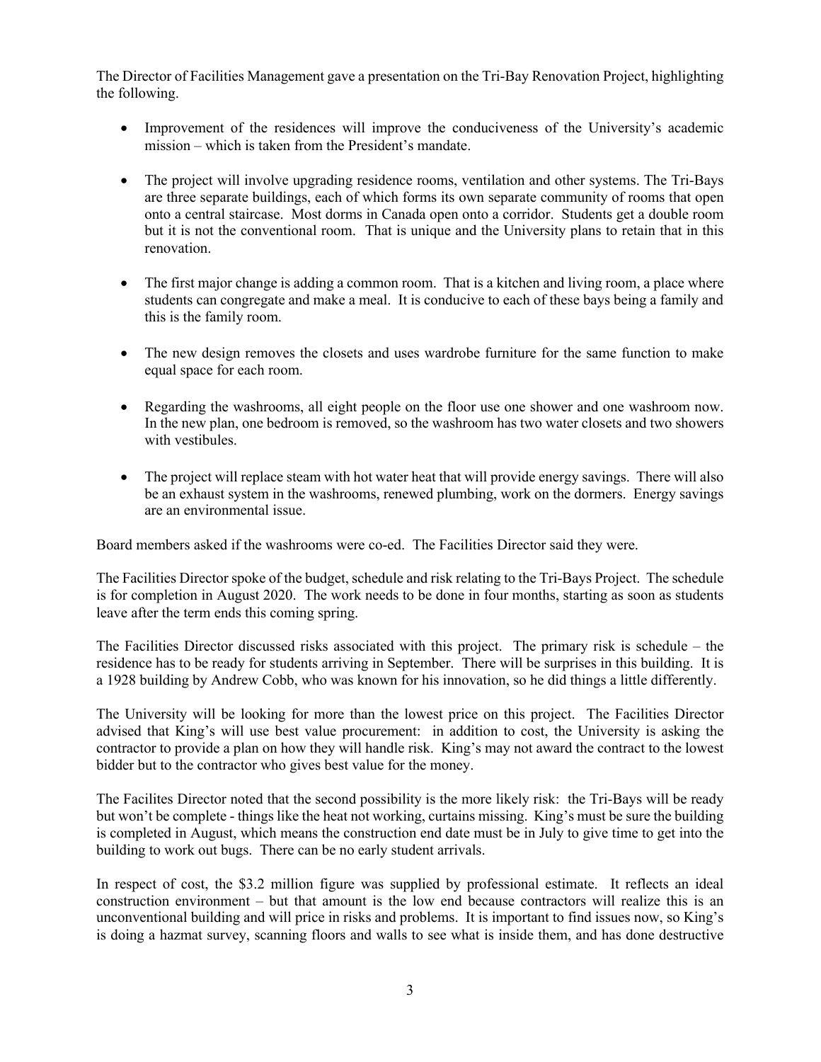The Director of Facilities Management gave a presentation on the Tri-Bay Renovation Project, highlighting the following.

- Improvement of the residences will improve the conduciveness of the University's academic mission – which is taken from the President's mandate.

- The project will involve upgrading residence rooms, ventilation and other systems. The Tri-Bays are three separate buildings, each of which forms its own separate community of rooms that open onto a central staircase. Most dorms in Canada open onto a corridor. Students get a double room but it is not the conventional room. That is unique and the University plans to retain that in this renovation.

- The first major change is adding a common room. That is a kitchen and living room, a place where students can congregate and make a meal. It is conducive to each of these bays being a family and this is the family room.

- The new design removes the closets and uses wardrobe furniture for the same function to make equal space for each room.

- Regarding the washrooms, all eight people on the floor use one shower and one washroom now. In the new plan, one bedroom is removed, so the washroom has two water closets and two showers with vestibules.

- The project will replace steam with hot water heat that will provide energy savings. There will also be an exhaust system in the washrooms, renewed plumbing, work on the dormers. Energy savings are an environmental issue.

Board members asked if the washrooms were co-ed. The Facilities Director said they were.

The Facilities Director spoke of the budget, schedule and risk relating to the Tri-Bays Project. The schedule is for completion in August 2020. The work needs to be done in four months, starting as soon as students leave after the term ends this coming spring.

The Facilities Director discussed risks associated with this project. The primary risk is schedule – the residence has to be ready for students arriving in September. There will be surprises in this building. It is a 1928 building by Andrew Cobb, who was known for his innovation, so he did things a little differently.

The University will be looking for more than the lowest price on this project. The Facilities Director advised that King's will use best value procurement: in addition to cost, the University is asking the contractor to provide a plan on how they will handle risk. King's may not award the contract to the lowest bidder but to the contractor who gives best value for the money.

The Facilites Director noted that the second possibility is the more likely risk: the Tri-Bays will be ready but won't be complete - things like the heat not working, curtains missing. King's must be sure the building is completed in August, which means the construction end date must be in July to give time to get into the building to work out bugs. There can be no early student arrivals.

In respect of cost, the $3.2 million figure was supplied by professional estimate. It reflects an ideal construction environment – but that amount is the low end because contractors will realize this is an unconventional building and will price in risks and problems. It is important to find issues now, so King's is doing a hazmat survey, scanning floors and walls to see what is inside them, and has done destructive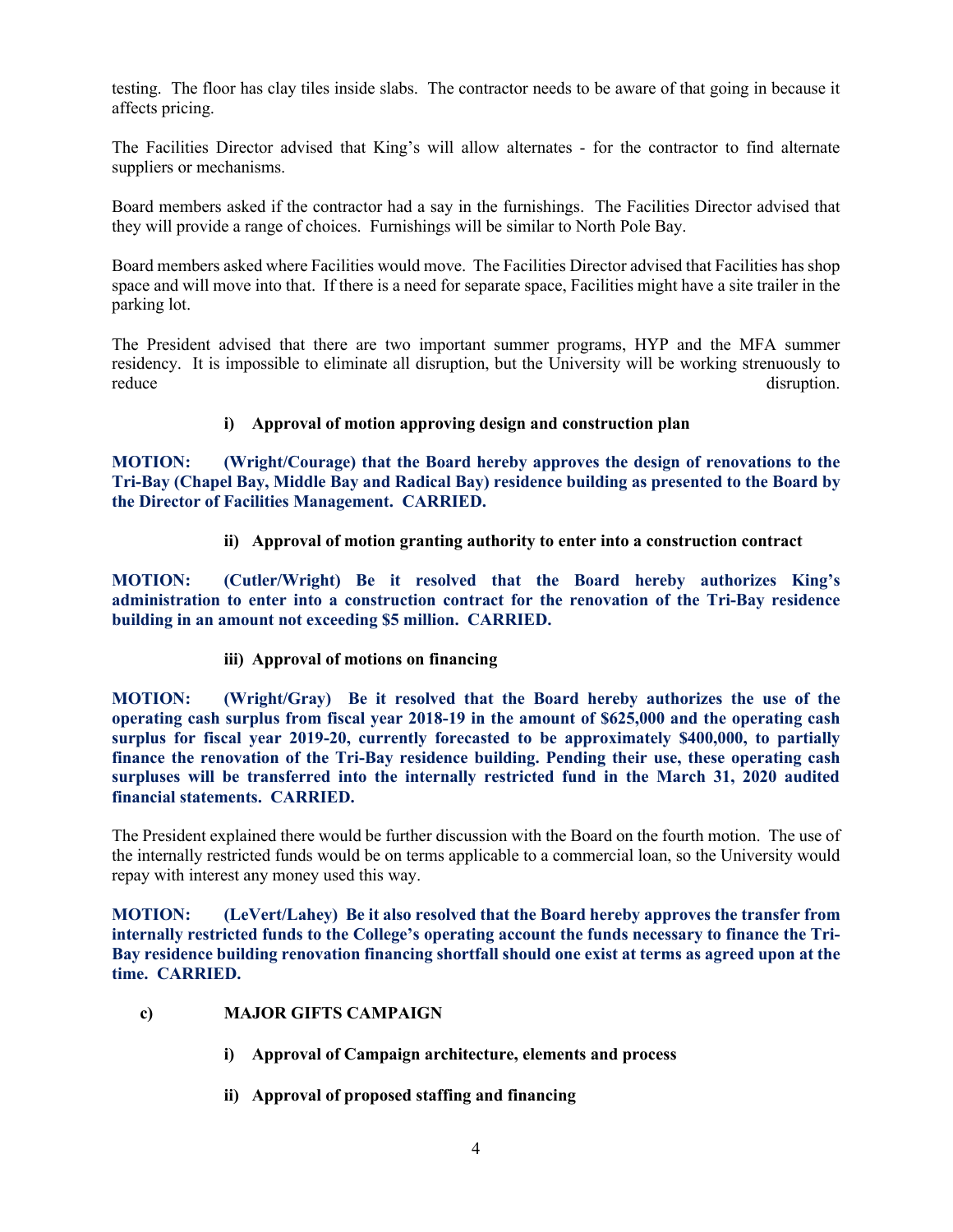testing. The floor has clay tiles inside slabs. The contractor needs to be aware of that going in because it affects pricing.

The Facilities Director advised that King's will allow alternates - for the contractor to find alternate suppliers or mechanisms.

Board members asked if the contractor had a say in the furnishings. The Facilities Director advised that they will provide a range of choices. Furnishings will be similar to North Pole Bay.

Board members asked where Facilities would move. The Facilities Director advised that Facilities has shop space and will move into that. If there is a need for separate space, Facilities might have a site trailer in the parking lot.

The President advised that there are two important summer programs, HYP and the MFA summer residency. It is impossible to eliminate all disruption, but the University will be working strenuously to reduce disruption.

**i) Approval of motion approving design and construction plan**

**MOTION: (Wright/Courage) that the Board hereby approves the design of renovations to the Tri-Bay (Chapel Bay, Middle Bay and Radical Bay) residence building as presented to the Board by the Director of Facilities Management. CARRIED.**

**ii) Approval of motion granting authority to enter into a construction contract**

**MOTION: (Cutler/Wright) Be it resolved that the Board hereby authorizes King's administration to enter into a construction contract for the renovation of the Tri-Bay residence building in an amount not exceeding $5 million. CARRIED.**

**iii) Approval of motions on financing**

**MOTION: (Wright/Gray) Be it resolved that the Board hereby authorizes the use of the operating cash surplus from fiscal year 2018-19 in the amount of $625,000 and the operating cash surplus for fiscal year 2019-20, currently forecasted to be approximately $400,000, to partially finance the renovation of the Tri-Bay residence building. Pending their use, these operating cash surpluses will be transferred into the internally restricted fund in the March 31, 2020 audited financial statements. CARRIED.**

The President explained there would be further discussion with the Board on the fourth motion. The use of the internally restricted funds would be on terms applicable to a commercial loan, so the University would repay with interest any money used this way.

**MOTION: (LeVert/Lahey) Be it also resolved that the Board hereby approves the transfer from internally restricted funds to the College's operating account the funds necessary to finance the Tri-Bay residence building renovation financing shortfall should one exist at terms as agreed upon at the time. CARRIED.**

**c) MAJOR GIFTS CAMPAIGN**

**i) Approval of Campaign architecture, elements and process**

**ii) Approval of proposed staffing and financing**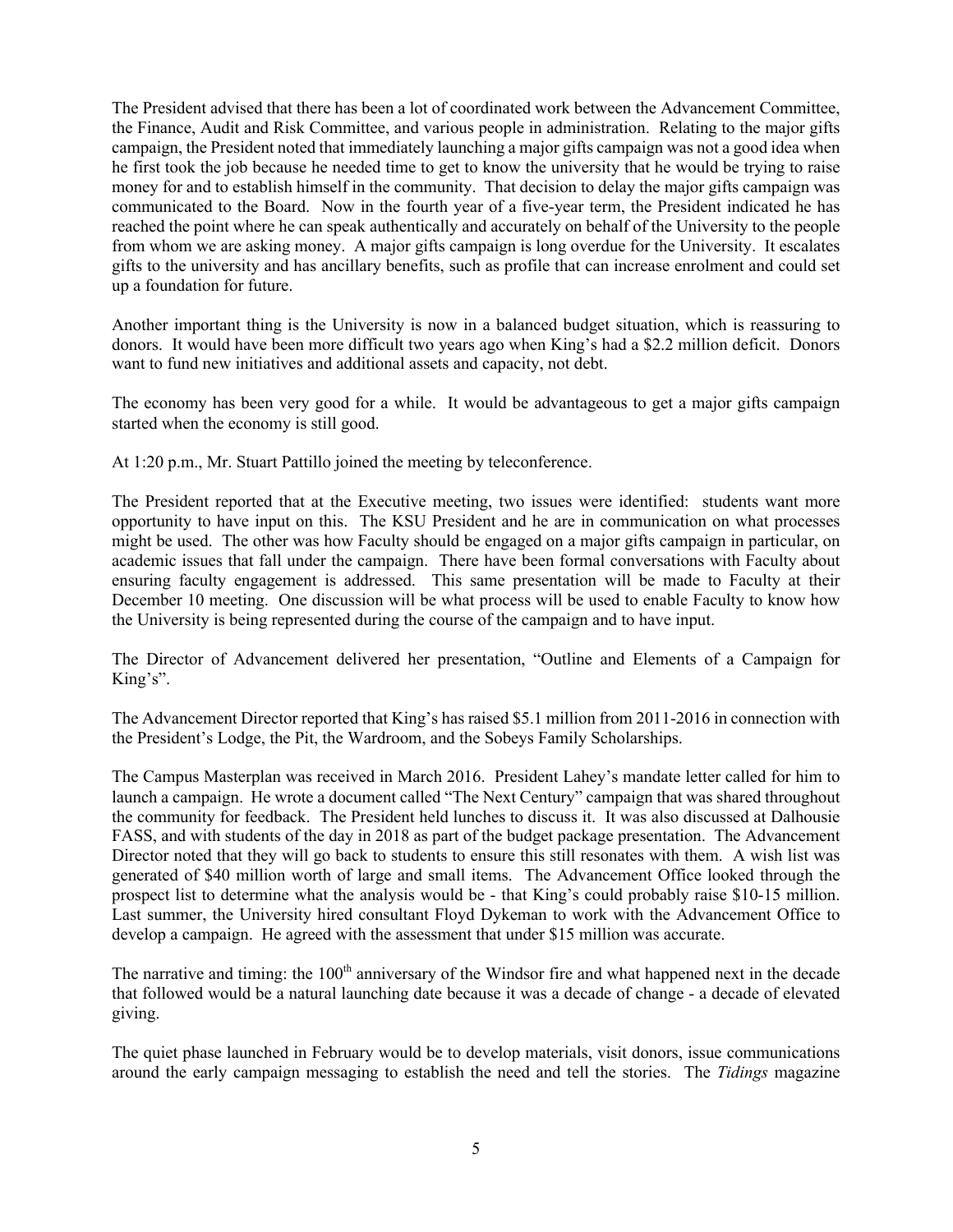The President advised that there has been a lot of coordinated work between the Advancement Committee, the Finance, Audit and Risk Committee, and various people in administration. Relating to the major gifts campaign, the President noted that immediately launching a major gifts campaign was not a good idea when he first took the job because he needed time to get to know the university that he would be trying to raise money for and to establish himself in the community. That decision to delay the major gifts campaign was communicated to the Board. Now in the fourth year of a five-year term, the President indicated he has reached the point where he can speak authentically and accurately on behalf of the University to the people from whom we are asking money. A major gifts campaign is long overdue for the University. It escalates gifts to the university and has ancillary benefits, such as profile that can increase enrolment and could set up a foundation for future.

Another important thing is the University is now in a balanced budget situation, which is reassuring to donors. It would have been more difficult two years ago when King's had a $2.2 million deficit. Donors want to fund new initiatives and additional assets and capacity, not debt.

The economy has been very good for a while. It would be advantageous to get a major gifts campaign started when the economy is still good.

At 1:20 p.m., Mr. Stuart Pattillo joined the meeting by teleconference.

The President reported that at the Executive meeting, two issues were identified: students want more opportunity to have input on this. The KSU President and he are in communication on what processes might be used. The other was how Faculty should be engaged on a major gifts campaign in particular, on academic issues that fall under the campaign. There have been formal conversations with Faculty about ensuring faculty engagement is addressed. This same presentation will be made to Faculty at their December 10 meeting. One discussion will be what process will be used to enable Faculty to know how the University is being represented during the course of the campaign and to have input.

The Director of Advancement delivered her presentation, "Outline and Elements of a Campaign for King's".

The Advancement Director reported that King's has raised $5.1 million from 2011-2016 in connection with the President's Lodge, the Pit, the Wardroom, and the Sobeys Family Scholarships.

The Campus Masterplan was received in March 2016. President Lahey's mandate letter called for him to launch a campaign. He wrote a document called "The Next Century" campaign that was shared throughout the community for feedback. The President held lunches to discuss it. It was also discussed at Dalhousie FASS, and with students of the day in 2018 as part of the budget package presentation. The Advancement Director noted that they will go back to students to ensure this still resonates with them. A wish list was generated of $40 million worth of large and small items. The Advancement Office looked through the prospect list to determine what the analysis would be - that King's could probably raise $10-15 million. Last summer, the University hired consultant Floyd Dykeman to work with the Advancement Office to develop a campaign. He agreed with the assessment that under $15 million was accurate.

The narrative and timing: the 100th anniversary of the Windsor fire and what happened next in the decade that followed would be a natural launching date because it was a decade of change - a decade of elevated giving.

The quiet phase launched in February would be to develop materials, visit donors, issue communications around the early campaign messaging to establish the need and tell the stories. The *Tidings* magazine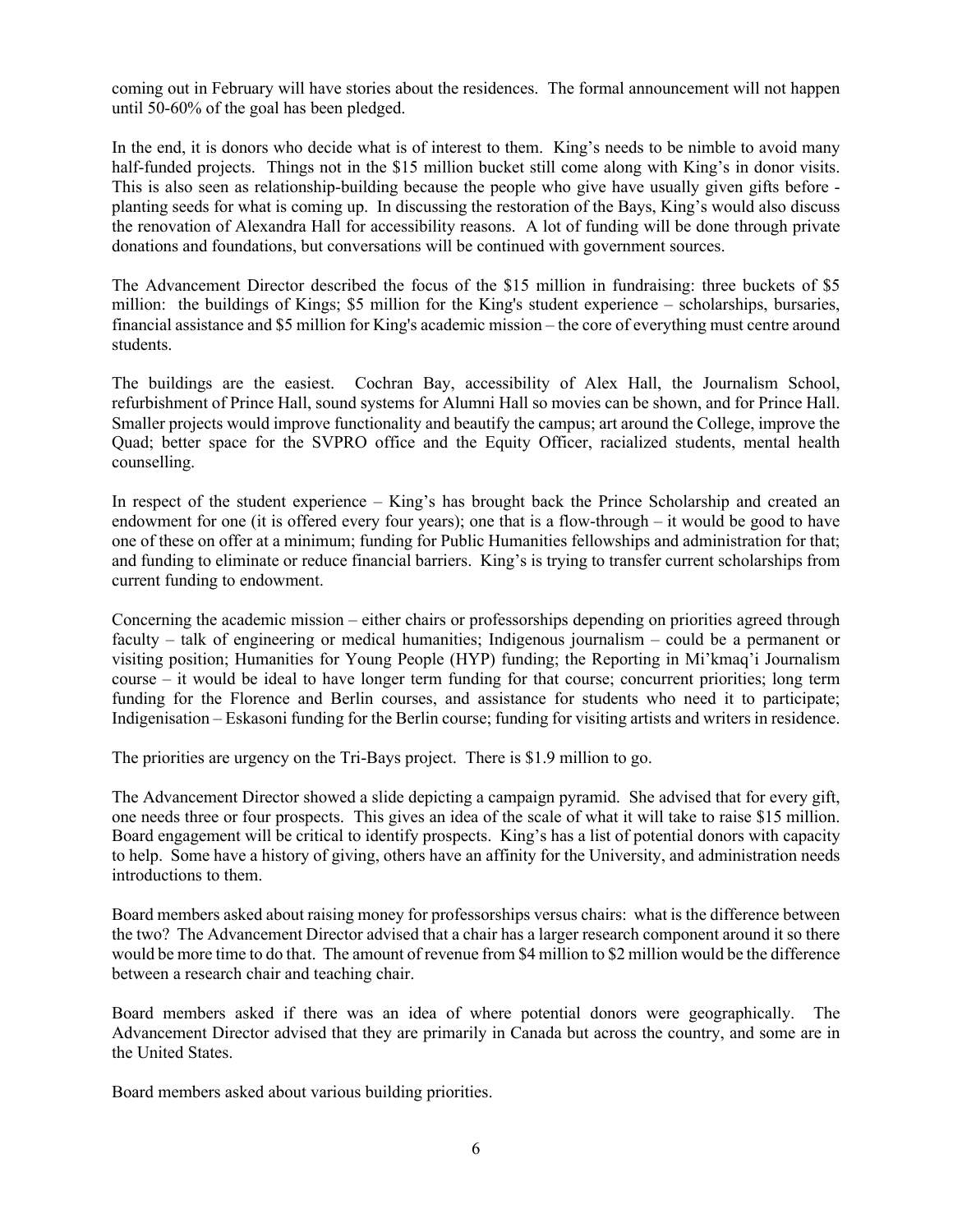coming out in February will have stories about the residences. The formal announcement will not happen until 50-60% of the goal has been pledged.

In the end, it is donors who decide what is of interest to them. King's needs to be nimble to avoid many half-funded projects. Things not in the $15 million bucket still come along with King's in donor visits. This is also seen as relationship-building because the people who give have usually given gifts before - planting seeds for what is coming up. In discussing the restoration of the Bays, King's would also discuss the renovation of Alexandra Hall for accessibility reasons. A lot of funding will be done through private donations and foundations, but conversations will be continued with government sources.

The Advancement Director described the focus of the $15 million in fundraising: three buckets of $5 million: the buildings of Kings; $5 million for the King's student experience – scholarships, bursaries, financial assistance and $5 million for King's academic mission – the core of everything must centre around students.

The buildings are the easiest. Cochran Bay, accessibility of Alex Hall, the Journalism School, refurbishment of Prince Hall, sound systems for Alumni Hall so movies can be shown, and for Prince Hall. Smaller projects would improve functionality and beautify the campus; art around the College, improve the Quad; better space for the SVPRO office and the Equity Officer, racialized students, mental health counselling.

In respect of the student experience – King's has brought back the Prince Scholarship and created an endowment for one (it is offered every four years); one that is a flow-through – it would be good to have one of these on offer at a minimum; funding for Public Humanities fellowships and administration for that; and funding to eliminate or reduce financial barriers. King's is trying to transfer current scholarships from current funding to endowment.

Concerning the academic mission – either chairs or professorships depending on priorities agreed through faculty – talk of engineering or medical humanities; Indigenous journalism – could be a permanent or visiting position; Humanities for Young People (HYP) funding; the Reporting in Mi'kmaq'i Journalism course – it would be ideal to have longer term funding for that course; concurrent priorities; long term funding for the Florence and Berlin courses, and assistance for students who need it to participate; Indigenisation – Eskasoni funding for the Berlin course; funding for visiting artists and writers in residence.

The priorities are urgency on the Tri-Bays project. There is $1.9 million to go.

The Advancement Director showed a slide depicting a campaign pyramid. She advised that for every gift, one needs three or four prospects. This gives an idea of the scale of what it will take to raise $15 million. Board engagement will be critical to identify prospects. King's has a list of potential donors with capacity to help. Some have a history of giving, others have an affinity for the University, and administration needs introductions to them.

Board members asked about raising money for professorships versus chairs: what is the difference between the two? The Advancement Director advised that a chair has a larger research component around it so there would be more time to do that. The amount of revenue from $4 million to $2 million would be the difference between a research chair and teaching chair.

Board members asked if there was an idea of where potential donors were geographically. The Advancement Director advised that they are primarily in Canada but across the country, and some are in the United States.

Board members asked about various building priorities.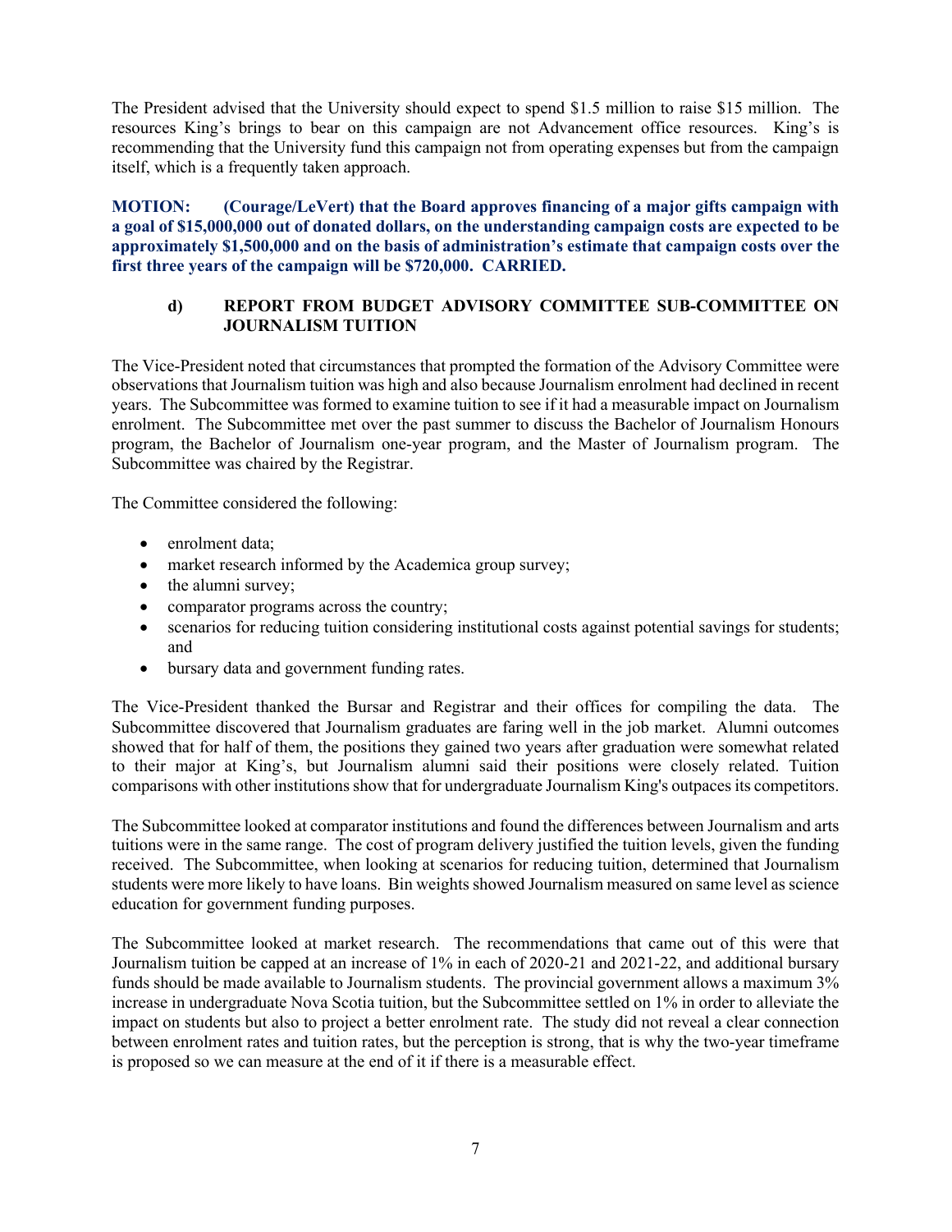The President advised that the University should expect to spend $1.5 million to raise $15 million. The resources King's brings to bear on this campaign are not Advancement office resources. King's is recommending that the University fund this campaign not from operating expenses but from the campaign itself, which is a frequently taken approach.

**MOTION: (Courage/LeVert) that the Board approves financing of a major gifts campaign with a goal of $15,000,000 out of donated dollars, on the understanding campaign costs are expected to be approximately $1,500,000 and on the basis of administration's estimate that campaign costs over the first three years of the campaign will be $720,000. CARRIED.**

### d) REPORT FROM BUDGET ADVISORY COMMITTEE SUB-COMMITTEE ON JOURNALISM TUITION

The Vice-President noted that circumstances that prompted the formation of the Advisory Committee were observations that Journalism tuition was high and also because Journalism enrolment had declined in recent years. The Subcommittee was formed to examine tuition to see if it had a measurable impact on Journalism enrolment. The Subcommittee met over the past summer to discuss the Bachelor of Journalism Honours program, the Bachelor of Journalism one-year program, and the Master of Journalism program. The Subcommittee was chaired by the Registrar.

The Committee considered the following:

- enrolment data;
- market research informed by the Academica group survey;
- the alumni survey;
- comparator programs across the country;
- scenarios for reducing tuition considering institutional costs against potential savings for students; and
- bursary data and government funding rates.

The Vice-President thanked the Bursar and Registrar and their offices for compiling the data. The Subcommittee discovered that Journalism graduates are faring well in the job market. Alumni outcomes showed that for half of them, the positions they gained two years after graduation were somewhat related to their major at King's, but Journalism alumni said their positions were closely related. Tuition comparisons with other institutions show that for undergraduate Journalism King's outpaces its competitors.

The Subcommittee looked at comparator institutions and found the differences between Journalism and arts tuitions were in the same range. The cost of program delivery justified the tuition levels, given the funding received. The Subcommittee, when looking at scenarios for reducing tuition, determined that Journalism students were more likely to have loans. Bin weights showed Journalism measured on same level as science education for government funding purposes.

The Subcommittee looked at market research. The recommendations that came out of this were that Journalism tuition be capped at an increase of 1% in each of 2020-21 and 2021-22, and additional bursary funds should be made available to Journalism students. The provincial government allows a maximum 3% increase in undergraduate Nova Scotia tuition, but the Subcommittee settled on 1% in order to alleviate the impact on students but also to project a better enrolment rate. The study did not reveal a clear connection between enrolment rates and tuition rates, but the perception is strong, that is why the two-year timeframe is proposed so we can measure at the end of it if there is a measurable effect.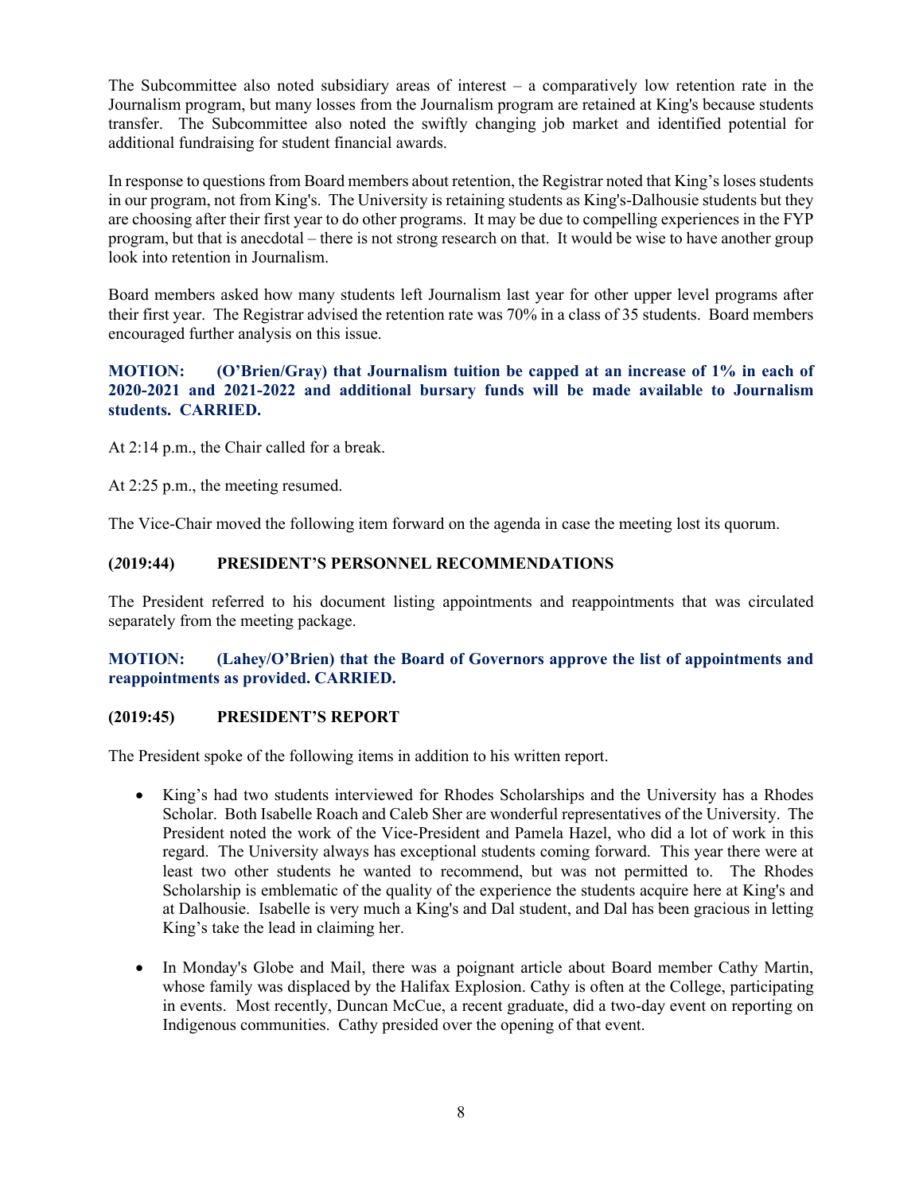The Subcommittee also noted subsidiary areas of interest – a comparatively low retention rate in the Journalism program, but many losses from the Journalism program are retained at King's because students transfer. The Subcommittee also noted the swiftly changing job market and identified potential for additional fundraising for student financial awards.

In response to questions from Board members about retention, the Registrar noted that King's loses students in our program, not from King's. The University is retaining students as King's-Dalhousie students but they are choosing after their first year to do other programs. It may be due to compelling experiences in the FYP program, but that is anecdotal – there is not strong research on that. It would be wise to have another group look into retention in Journalism.

Board members asked how many students left Journalism last year for other upper level programs after their first year. The Registrar advised the retention rate was 70% in a class of 35 students. Board members encouraged further analysis on this issue.

**MOTION: (O'Brien/Gray) that Journalism tuition be capped at an increase of 1% in each of 2020-2021 and 2021-2022 and additional bursary funds will be made available to Journalism students. CARRIED.**

At 2:14 p.m., the Chair called for a break.

At 2:25 p.m., the meeting resumed.

The Vice-Chair moved the following item forward on the agenda in case the meeting lost its quorum.

### (*2*019:44) PRESIDENT'S PERSONNEL RECOMMENDATIONS

The President referred to his document listing appointments and reappointments that was circulated separately from the meeting package.

**MOTION: (Lahey/O'Brien) that the Board of Governors approve the list of appointments and reappointments as provided. CARRIED.**

### (2019:45) PRESIDENT'S REPORT

The President spoke of the following items in addition to his written report.

- King's had two students interviewed for Rhodes Scholarships and the University has a Rhodes Scholar. Both Isabelle Roach and Caleb Sher are wonderful representatives of the University. The President noted the work of the Vice-President and Pamela Hazel, who did a lot of work in this regard. The University always has exceptional students coming forward. This year there were at least two other students he wanted to recommend, but was not permitted to. The Rhodes Scholarship is emblematic of the quality of the experience the students acquire here at King's and at Dalhousie. Isabelle is very much a King's and Dal student, and Dal has been gracious in letting King's take the lead in claiming her.

- In Monday's Globe and Mail, there was a poignant article about Board member Cathy Martin, whose family was displaced by the Halifax Explosion. Cathy is often at the College, participating in events. Most recently, Duncan McCue, a recent graduate, did a two-day event on reporting on Indigenous communities. Cathy presided over the opening of that event.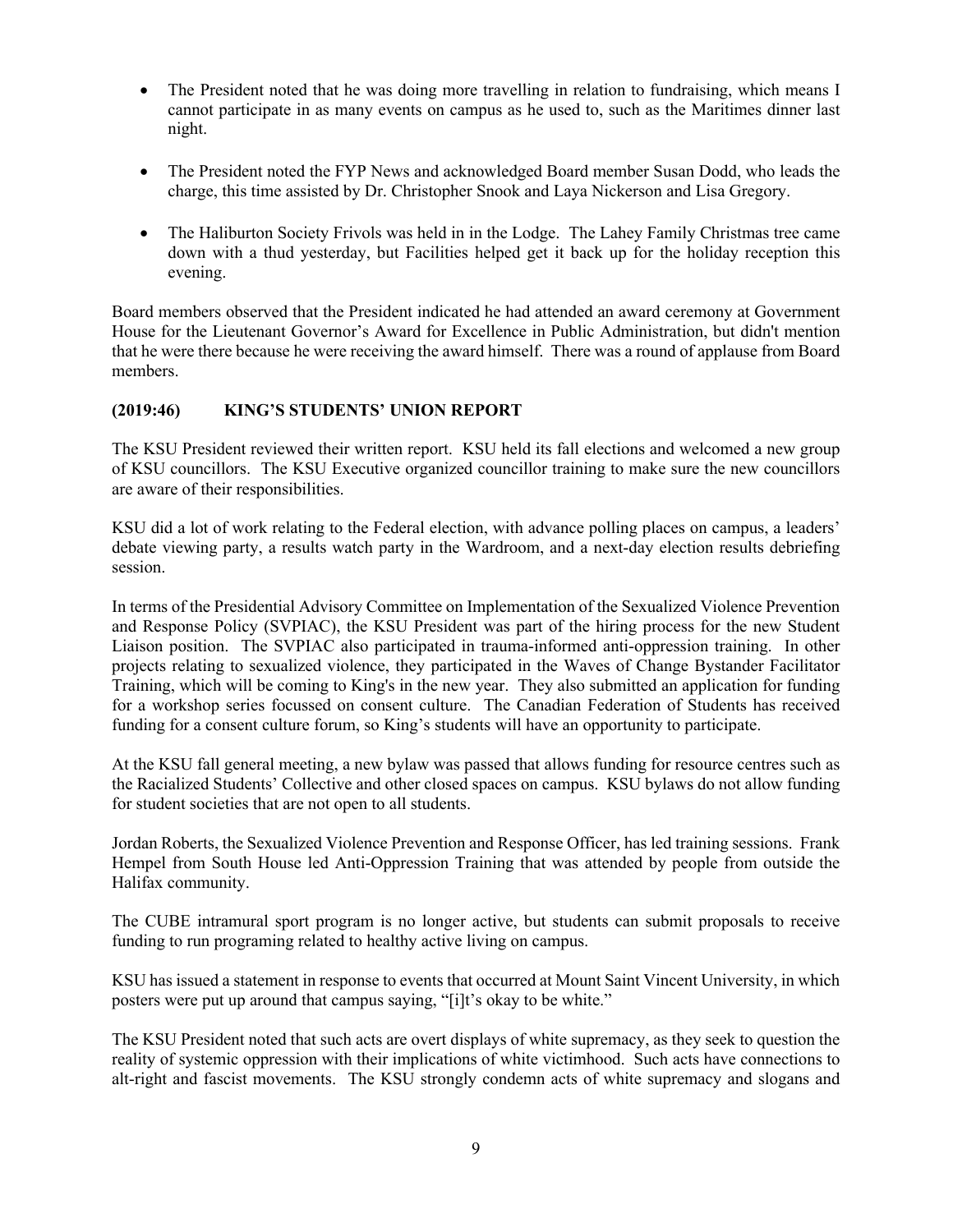- The President noted that he was doing more travelling in relation to fundraising, which means I cannot participate in as many events on campus as he used to, such as the Maritimes dinner last night.

- The President noted the FYP News and acknowledged Board member Susan Dodd, who leads the charge, this time assisted by Dr. Christopher Snook and Laya Nickerson and Lisa Gregory.

- The Haliburton Society Frivols was held in in the Lodge. The Lahey Family Christmas tree came down with a thud yesterday, but Facilities helped get it back up for the holiday reception this evening.

Board members observed that the President indicated he had attended an award ceremony at Government House for the Lieutenant Governor's Award for Excellence in Public Administration, but didn't mention that he were there because he were receiving the award himself. There was a round of applause from Board members.

### (2019:46) KING'S STUDENTS' UNION REPORT

The KSU President reviewed their written report. KSU held its fall elections and welcomed a new group of KSU councillors. The KSU Executive organized councillor training to make sure the new councillors are aware of their responsibilities.

KSU did a lot of work relating to the Federal election, with advance polling places on campus, a leaders' debate viewing party, a results watch party in the Wardroom, and a next-day election results debriefing session.

In terms of the Presidential Advisory Committee on Implementation of the Sexualized Violence Prevention and Response Policy (SVPIAC), the KSU President was part of the hiring process for the new Student Liaison position. The SVPIAC also participated in trauma-informed anti-oppression training. In other projects relating to sexualized violence, they participated in the Waves of Change Bystander Facilitator Training, which will be coming to King's in the new year. They also submitted an application for funding for a workshop series focussed on consent culture. The Canadian Federation of Students has received funding for a consent culture forum, so King's students will have an opportunity to participate.

At the KSU fall general meeting, a new bylaw was passed that allows funding for resource centres such as the Racialized Students' Collective and other closed spaces on campus. KSU bylaws do not allow funding for student societies that are not open to all students.

Jordan Roberts, the Sexualized Violence Prevention and Response Officer, has led training sessions. Frank Hempel from South House led Anti-Oppression Training that was attended by people from outside the Halifax community.

The CUBE intramural sport program is no longer active, but students can submit proposals to receive funding to run programing related to healthy active living on campus.

KSU has issued a statement in response to events that occurred at Mount Saint Vincent University, in which posters were put up around that campus saying, "[i]t's okay to be white."

The KSU President noted that such acts are overt displays of white supremacy, as they seek to question the reality of systemic oppression with their implications of white victimhood. Such acts have connections to alt-right and fascist movements. The KSU strongly condemn acts of white supremacy and slogans and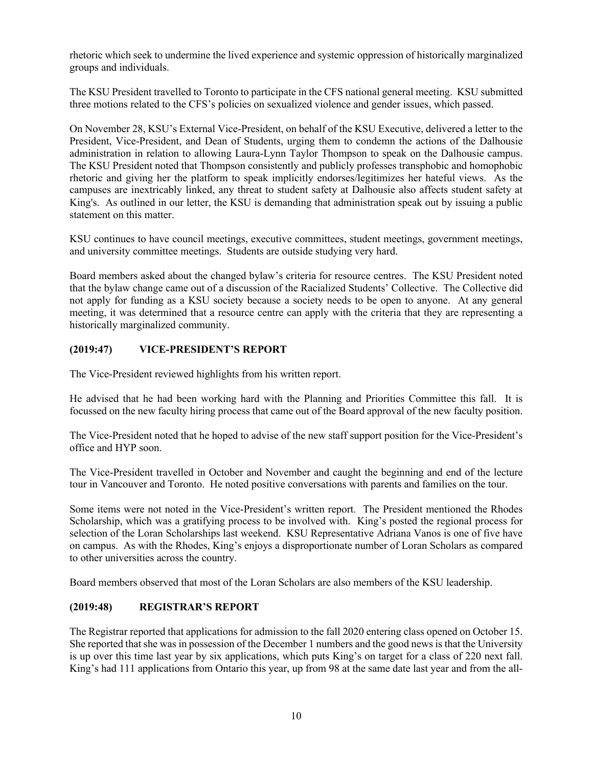rhetoric which seek to undermine the lived experience and systemic oppression of historically marginalized groups and individuals.

The KSU President travelled to Toronto to participate in the CFS national general meeting. KSU submitted three motions related to the CFS's policies on sexualized violence and gender issues, which passed.

On November 28, KSU's External Vice-President, on behalf of the KSU Executive, delivered a letter to the President, Vice-President, and Dean of Students, urging them to condemn the actions of the Dalhousie administration in relation to allowing Laura-Lynn Taylor Thompson to speak on the Dalhousie campus. The KSU President noted that Thompson consistently and publicly professes transphobic and homophobic rhetoric and giving her the platform to speak implicitly endorses/legitimizes her hateful views. As the campuses are inextricably linked, any threat to student safety at Dalhousie also affects student safety at King's. As outlined in our letter, the KSU is demanding that administration speak out by issuing a public statement on this matter.

KSU continues to have council meetings, executive committees, student meetings, government meetings, and university committee meetings. Students are outside studying very hard.

Board members asked about the changed bylaw's criteria for resource centres. The KSU President noted that the bylaw change came out of a discussion of the Racialized Students' Collective. The Collective did not apply for funding as a KSU society because a society needs to be open to anyone. At any general meeting, it was determined that a resource centre can apply with the criteria that they are representing a historically marginalized community.

### (2019:47) VICE-PRESIDENT'S REPORT

The Vice-President reviewed highlights from his written report.

He advised that he had been working hard with the Planning and Priorities Committee this fall. It is focussed on the new faculty hiring process that came out of the Board approval of the new faculty position.

The Vice-President noted that he hoped to advise of the new staff support position for the Vice-President's office and HYP soon.

The Vice-President travelled in October and November and caught the beginning and end of the lecture tour in Vancouver and Toronto. He noted positive conversations with parents and families on the tour.

Some items were not noted in the Vice-President's written report. The President mentioned the Rhodes Scholarship, which was a gratifying process to be involved with. King's posted the regional process for selection of the Loran Scholarships last weekend. KSU Representative Adriana Vanos is one of five have on campus. As with the Rhodes, King's enjoys a disproportionate number of Loran Scholars as compared to other universities across the country.

Board members observed that most of the Loran Scholars are also members of the KSU leadership.

### (2019:48) REGISTRAR'S REPORT

The Registrar reported that applications for admission to the fall 2020 entering class opened on October 15. She reported that she was in possession of the December 1 numbers and the good news is that the University is up over this time last year by six applications, which puts King's on target for a class of 220 next fall. King's had 111 applications from Ontario this year, up from 98 at the same date last year and from the all-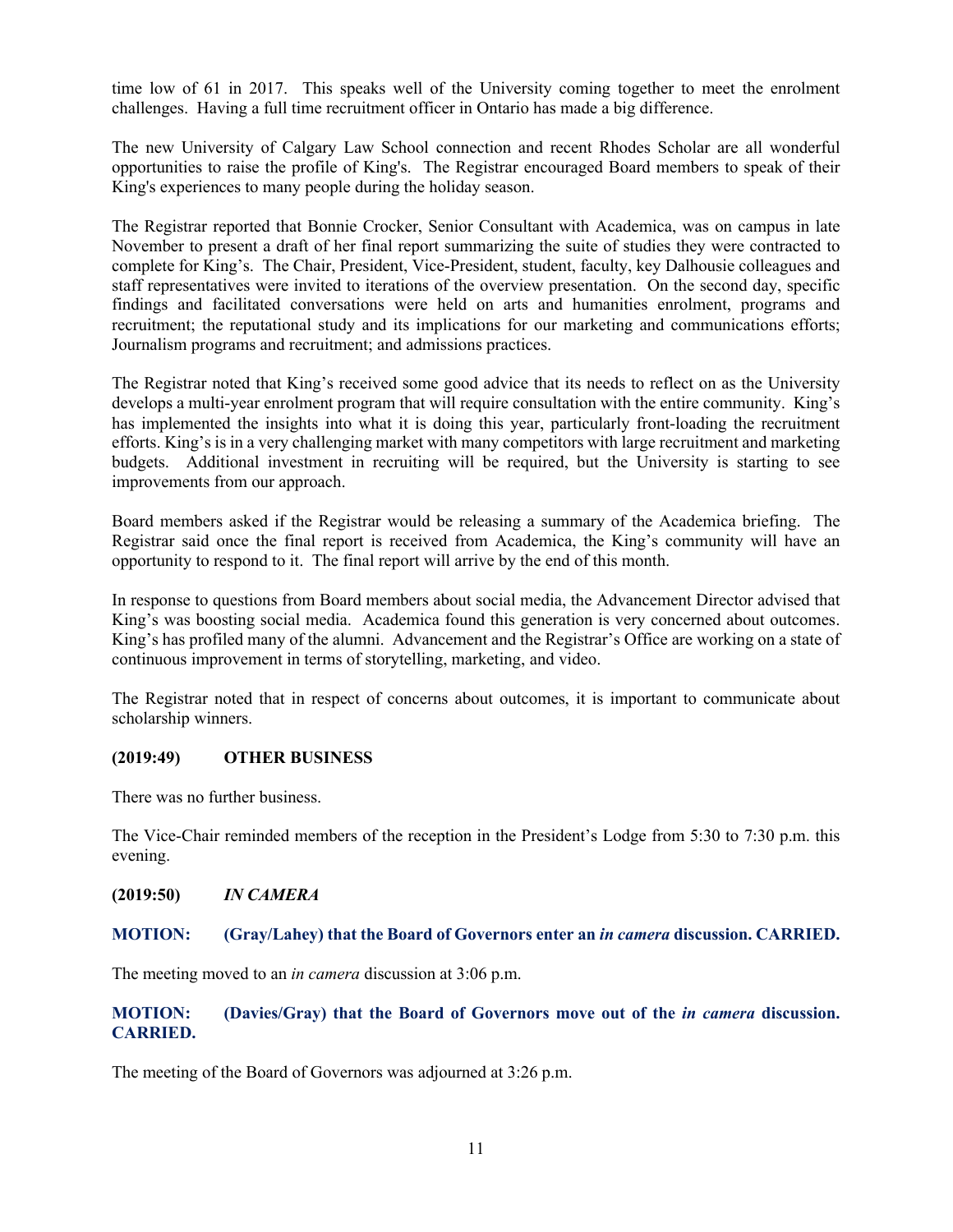time low of 61 in 2017. This speaks well of the University coming together to meet the enrolment challenges. Having a full time recruitment officer in Ontario has made a big difference.

The new University of Calgary Law School connection and recent Rhodes Scholar are all wonderful opportunities to raise the profile of King's. The Registrar encouraged Board members to speak of their King's experiences to many people during the holiday season.

The Registrar reported that Bonnie Crocker, Senior Consultant with Academica, was on campus in late November to present a draft of her final report summarizing the suite of studies they were contracted to complete for King's. The Chair, President, Vice-President, student, faculty, key Dalhousie colleagues and staff representatives were invited to iterations of the overview presentation. On the second day, specific findings and facilitated conversations were held on arts and humanities enrolment, programs and recruitment; the reputational study and its implications for our marketing and communications efforts; Journalism programs and recruitment; and admissions practices.

The Registrar noted that King's received some good advice that its needs to reflect on as the University develops a multi-year enrolment program that will require consultation with the entire community. King's has implemented the insights into what it is doing this year, particularly front-loading the recruitment efforts. King's is in a very challenging market with many competitors with large recruitment and marketing budgets. Additional investment in recruiting will be required, but the University is starting to see improvements from our approach.

Board members asked if the Registrar would be releasing a summary of the Academica briefing. The Registrar said once the final report is received from Academica, the King's community will have an opportunity to respond to it. The final report will arrive by the end of this month.

In response to questions from Board members about social media, the Advancement Director advised that King's was boosting social media. Academica found this generation is very concerned about outcomes. King's has profiled many of the alumni. Advancement and the Registrar's Office are working on a state of continuous improvement in terms of storytelling, marketing, and video.

The Registrar noted that in respect of concerns about outcomes, it is important to communicate about scholarship winners.

**(2019:49) OTHER BUSINESS**

There was no further business.

The Vice-Chair reminded members of the reception in the President's Lodge from 5:30 to 7:30 p.m. this evening.

**(2019:50) *IN CAMERA***

**MOTION: (Gray/Lahey) that the Board of Governors enter an *in camera* discussion. CARRIED.**

The meeting moved to an *in camera* discussion at 3:06 p.m.

**MOTION: (Davies/Gray) that the Board of Governors move out of the *in camera* discussion. CARRIED.**

The meeting of the Board of Governors was adjourned at 3:26 p.m.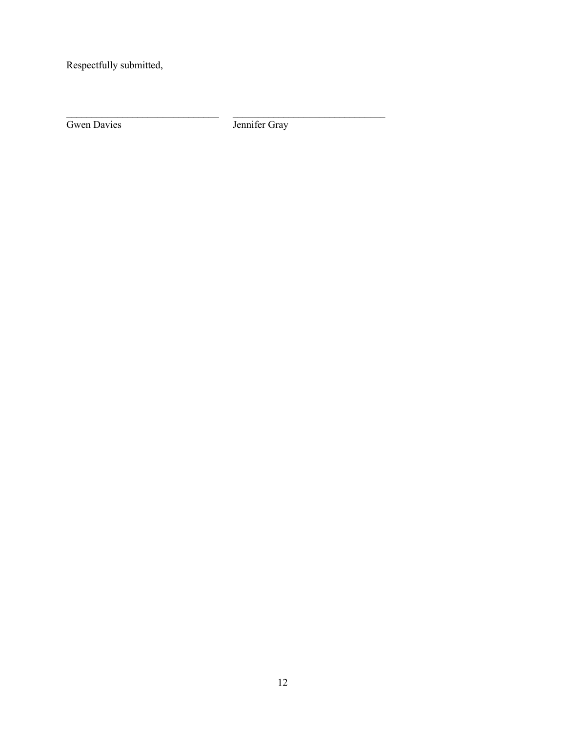Respectfully submitted,

_______________________________ _______________________________
Gwen Davies Jennifer Gray